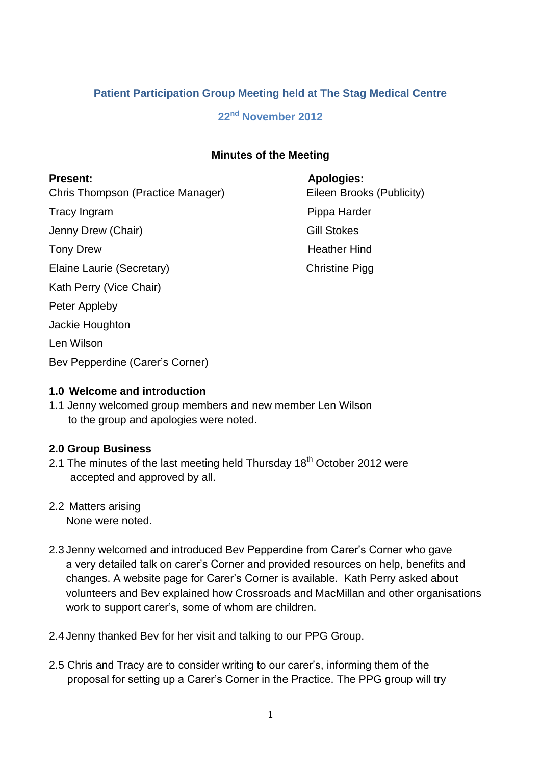# Patient Participation Group Meeting held at The Stag Medical Centre

## 22nd November 2012

### Minutes of the Meeting

**Present:**

Chris Thompson (Practice Manager)
Tracy Ingram
Jenny Drew (Chair)
Tony Drew
Elaine Laurie (Secretary)
Kath Perry (Vice Chair)
Peter Appleby
Jackie Houghton
Len Wilson
Bev Pepperdine (Carer's Corner)

**Apologies:**

Eileen Brooks (Publicity)
Pippa Harder
Gill Stokes
Heather Hind
Christine Pigg

**1.0 Welcome and introduction**

1.1 Jenny welcomed group members and new member Len Wilson to the group and apologies were noted.

**2.0 Group Business**

2.1 The minutes of the last meeting held Thursday 18th October 2012 were accepted and approved by all.

2.2 Matters arising
None were noted.

2.3 Jenny welcomed and introduced Bev Pepperdine from Carer's Corner who gave a very detailed talk on carer's Corner and provided resources on help, benefits and changes. A website page for Carer's Corner is available. Kath Perry asked about volunteers and Bev explained how Crossroads and MacMillan and other organisations work to support carer's, some of whom are children.

2.4 Jenny thanked Bev for her visit and talking to our PPG Group.

2.5 Chris and Tracy are to consider writing to our carer's, informing them of the proposal for setting up a Carer's Corner in the Practice. The PPG group will try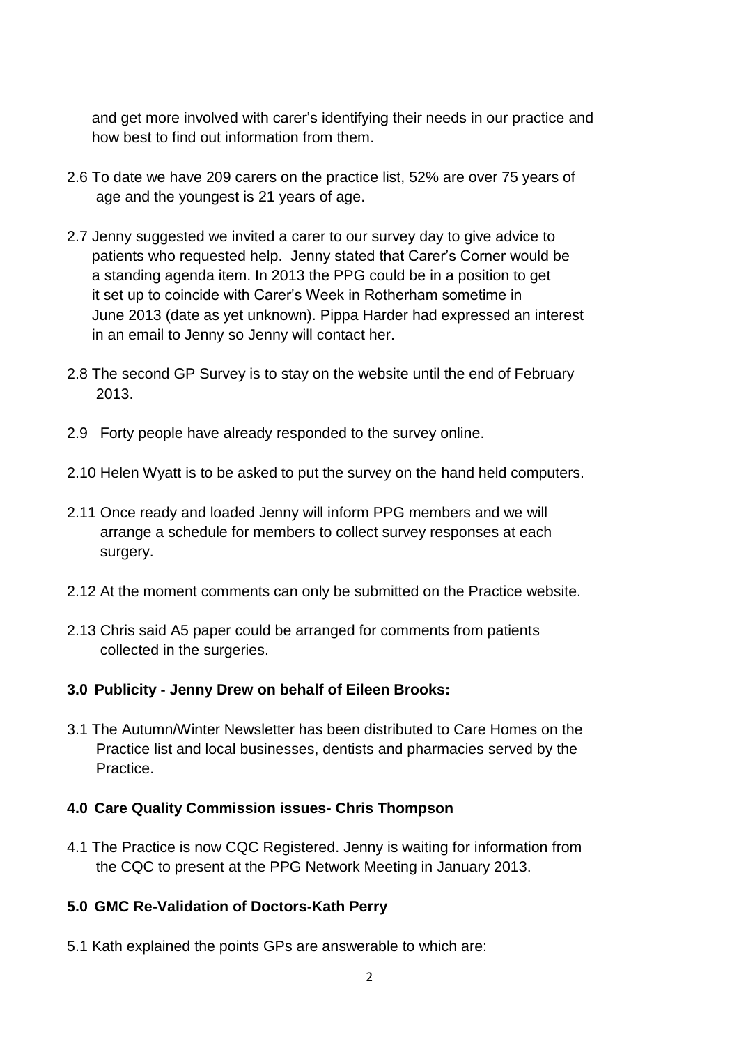and get more involved with carer's identifying their needs in our practice and how best to find out information from them.

2.6 To date we have 209 carers on the practice list, 52% are over 75 years of age and the youngest is 21 years of age.

2.7 Jenny suggested we invited a carer to our survey day to give advice to patients who requested help. Jenny stated that Carer's Corner would be a standing agenda item. In 2013 the PPG could be in a position to get it set up to coincide with Carer's Week in Rotherham sometime in June 2013 (date as yet unknown). Pippa Harder had expressed an interest in an email to Jenny so Jenny will contact her.

2.8 The second GP Survey is to stay on the website until the end of February 2013.

2.9 Forty people have already responded to the survey online.

2.10 Helen Wyatt is to be asked to put the survey on the hand held computers.

2.11 Once ready and loaded Jenny will inform PPG members and we will arrange a schedule for members to collect survey responses at each surgery.

2.12 At the moment comments can only be submitted on the Practice website.

2.13 Chris said A5 paper could be arranged for comments from patients collected in the surgeries.

**3.0 Publicity - Jenny Drew on behalf of Eileen Brooks:**

3.1 The Autumn/Winter Newsletter has been distributed to Care Homes on the Practice list and local businesses, dentists and pharmacies served by the Practice.

**4.0 Care Quality Commission issues- Chris Thompson**

4.1 The Practice is now CQC Registered. Jenny is waiting for information from the CQC to present at the PPG Network Meeting in January 2013.

**5.0 GMC Re-Validation of Doctors-Kath Perry**

5.1 Kath explained the points GPs are answerable to which are: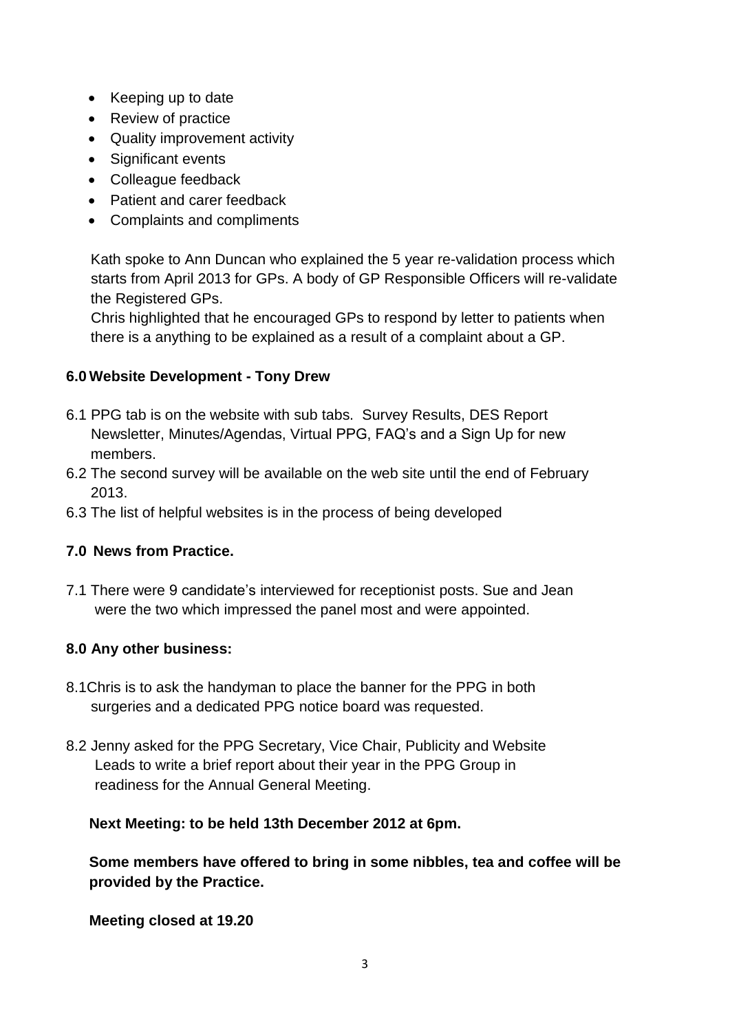- Keeping up to date
- Review of practice
- Quality improvement activity
- Significant events
- Colleague feedback
- Patient and carer feedback
- Complaints and compliments

Kath spoke to Ann Duncan who explained the 5 year re-validation process which starts from April 2013 for GPs. A body of GP Responsible Officers will re-validate the Registered GPs.

Chris highlighted that he encouraged GPs to respond by letter to patients when there is a anything to be explained as a result of a complaint about a GP.

**6.0 Website Development - Tony Drew**

6.1 PPG tab is on the website with sub tabs. Survey Results, DES Report Newsletter, Minutes/Agendas, Virtual PPG, FAQ's and a Sign Up for new members.

6.2 The second survey will be available on the web site until the end of February 2013.

6.3 The list of helpful websites is in the process of being developed

**7.0 News from Practice.**

7.1 There were 9 candidate's interviewed for receptionist posts. Sue and Jean were the two which impressed the panel most and were appointed.

**8.0 Any other business:**

8.1Chris is to ask the handyman to place the banner for the PPG in both surgeries and a dedicated PPG notice board was requested.

8.2 Jenny asked for the PPG Secretary, Vice Chair, Publicity and Website Leads to write a brief report about their year in the PPG Group in readiness for the Annual General Meeting.

**Next Meeting: to be held 13th December 2012 at 6pm.**

**Some members have offered to bring in some nibbles, tea and coffee will be provided by the Practice.**

**Meeting closed at 19.20**